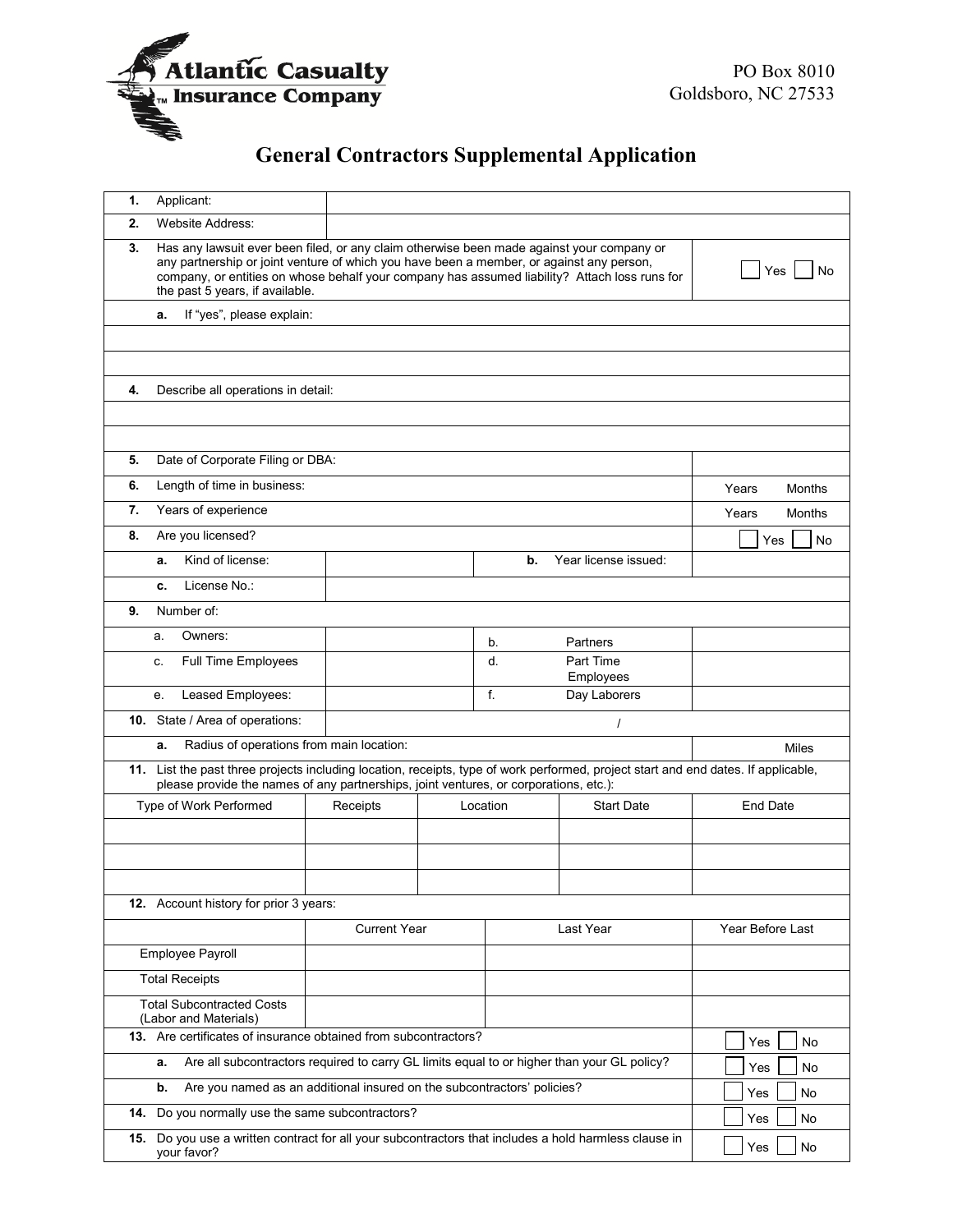Atlantic Casualty Insurance Company

PO Box 8010
Goldsboro, NC 27533

# General Contractors Supplemental Application

| | | | | |
|---|---|---|---|---|
| **1.** Applicant: | | | | |
| **2.** Website Address: | | | | |
| **3.** Has any lawsuit ever been filed, or any claim otherwise been made against your company or any partnership or joint venture of which you have been a member, or against any person, company, or entities on whose behalf your company has assumed liability? Attach loss runs for the past 5 years, if available. | | | | ☐ Yes ☐ No |
| **a.** If "yes", please explain: | | | | |
| | | | | |
| | | | | |
| **4.** Describe all operations in detail: | | | | |
| | | | | |
| | | | | |
| **5.** Date of Corporate Filing or DBA: | | | | |
| **6.** Length of time in business: | | | | Years Months |
| **7.** Years of experience | | | | Years Months |
| **8.** Are you licensed? | | | | ☐ Yes ☐ No |
| **a.** Kind of license: | | | **b.** Year license issued: | |
| **c.** License No.: | | | | |
| **9.** Number of: | | | | |
| a. Owners: | | | b. Partners | |
| c. Full Time Employees | | | d. Part Time Employees | |
| e. Leased Employees: | | | f. Day Laborers | |
| **10.** State / Area of operations: | / | | | |
| **a.** Radius of operations from main location: | | | | Miles |

**11.** List the past three projects including location, receipts, type of work performed, project start and end dates. If applicable, please provide the names of any partnerships, joint ventures, or corporations, etc.):

| Type of Work Performed | Receipts | Location | Start Date | End Date |
|---|---|---|---|---|
| | | | | |
| | | | | |
| | | | | |

**12.** Account history for prior 3 years:

| | Current Year | Last Year | Year Before Last |
|---|---|---|---|
| Employee Payroll | | | |
| Total Receipts | | | |
| Total Subcontracted Costs (Labor and Materials) | | | |

| | |
|---|---|
| **13.** Are certificates of insurance obtained from subcontractors? | ☐ Yes ☐ No |
| **a.** Are all subcontractors required to carry GL limits equal to or higher than your GL policy? | ☐ Yes ☐ No |
| **b.** Are you named as an additional insured on the subcontractors' policies? | ☐ Yes ☐ No |
| **14.** Do you normally use the same subcontractors? | ☐ Yes ☐ No |
| **15.** Do you use a written contract for all your subcontractors that includes a hold harmless clause in your favor? | ☐ Yes ☐ No |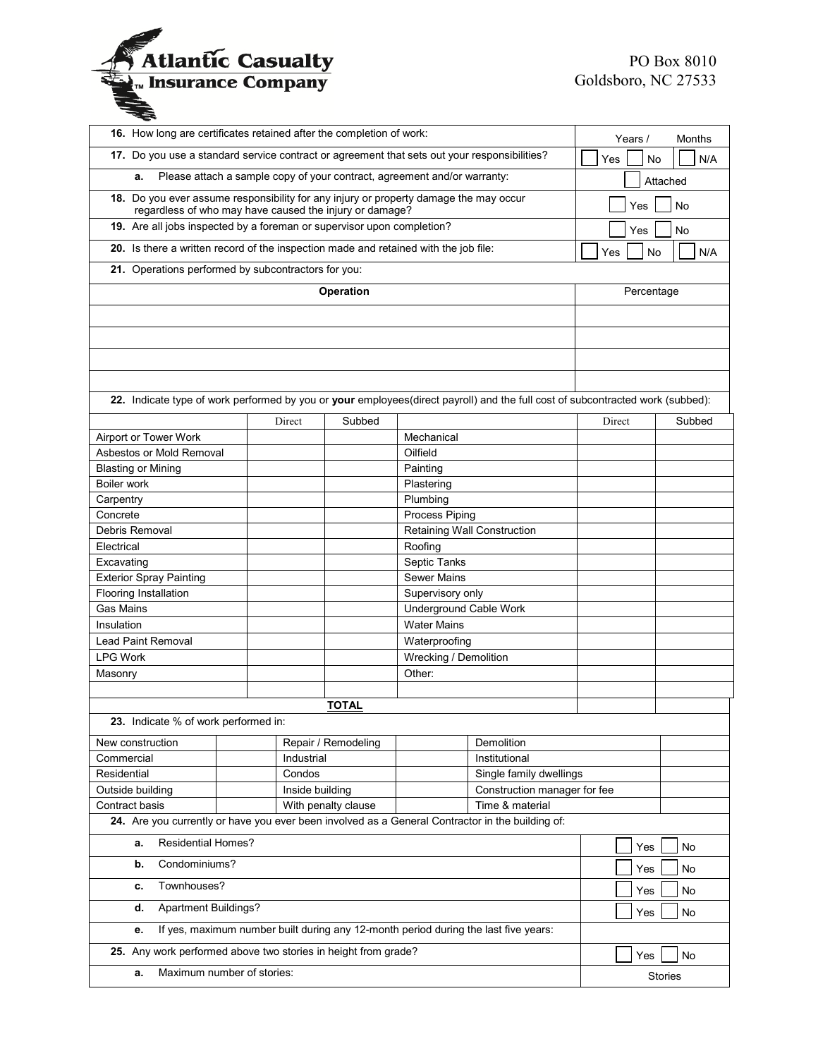**Atlantic Casualty Insurance Company**

PO Box 8010
Goldsboro, NC 27533

| | |
|---|---|
| **16.** How long are certificates retained after the completion of work: | Years / Months |
| **17.** Do you use a standard service contract or agreement that sets out your responsibilities? | ☐ Yes ☐ No ☐ N/A |
| **a.** Please attach a sample copy of your contract, agreement and/or warranty: | ☐ Attached |
| **18.** Do you ever assume responsibility for any injury or property damage the may occur regardless of who may have caused the injury or damage? | ☐ Yes ☐ No |
| **19.** Are all jobs inspected by a foreman or supervisor upon completion? | ☐ Yes ☐ No |
| **20.** Is there a written record of the inspection made and retained with the job file: | ☐ Yes ☐ No ☐ N/A |
| **21.** Operations performed by subcontractors for you: | |

| **Operation** | Percentage |
|---|---|
| | |
| | |
| | |
| | |

**22.** Indicate type of work performed by you or **your** employees(direct payroll) and the full cost of subcontracted work (subbed):

| | Direct | Subbed | | Direct | Subbed |
|---|---|---|---|---|---|
| Airport or Tower Work | | | Mechanical | | |
| Asbestos or Mold Removal | | | Oilfield | | |
| Blasting or Mining | | | Painting | | |
| Boiler work | | | Plastering | | |
| Carpentry | | | Plumbing | | |
| Concrete | | | Process Piping | | |
| Debris Removal | | | Retaining Wall Construction | | |
| Electrical | | | Roofing | | |
| Excavating | | | Septic Tanks | | |
| Exterior Spray Painting | | | Sewer Mains | | |
| Flooring Installation | | | Supervisory only | | |
| Gas Mains | | | Underground Cable Work | | |
| Insulation | | | Water Mains | | |
| Lead Paint Removal | | | Waterproofing | | |
| LPG Work | | | Wrecking / Demolition | | |
| Masonry | | | Other: | | |
| | | | | | |
| | | | **TOTAL** | | |

**23.** Indicate % of work performed in:

| | | | | | |
|---|---|---|---|---|---|
| New construction | | Repair / Remodeling | | Demolition | |
| Commercial | | Industrial | | Institutional | |
| Residential | | Condos | | Single family dwellings | |
| Outside building | | Inside building | | Construction manager for fee | |
| Contract basis | | With penalty clause | | Time & material | |

| | |
|---|---|
| **24.** Are you currently or have you ever been involved as a General Contractor in the building of: | |
| **a.** Residential Homes? | ☐ Yes ☐ No |
| **b.** Condominiums? | ☐ Yes ☐ No |
| **c.** Townhouses? | ☐ Yes ☐ No |
| **d.** Apartment Buildings? | ☐ Yes ☐ No |
| **e.** If yes, maximum number built during any 12-month period during the last five years: | |
| **25.** Any work performed above two stories in height from grade? | ☐ Yes ☐ No |
| **a.** Maximum number of stories: | Stories |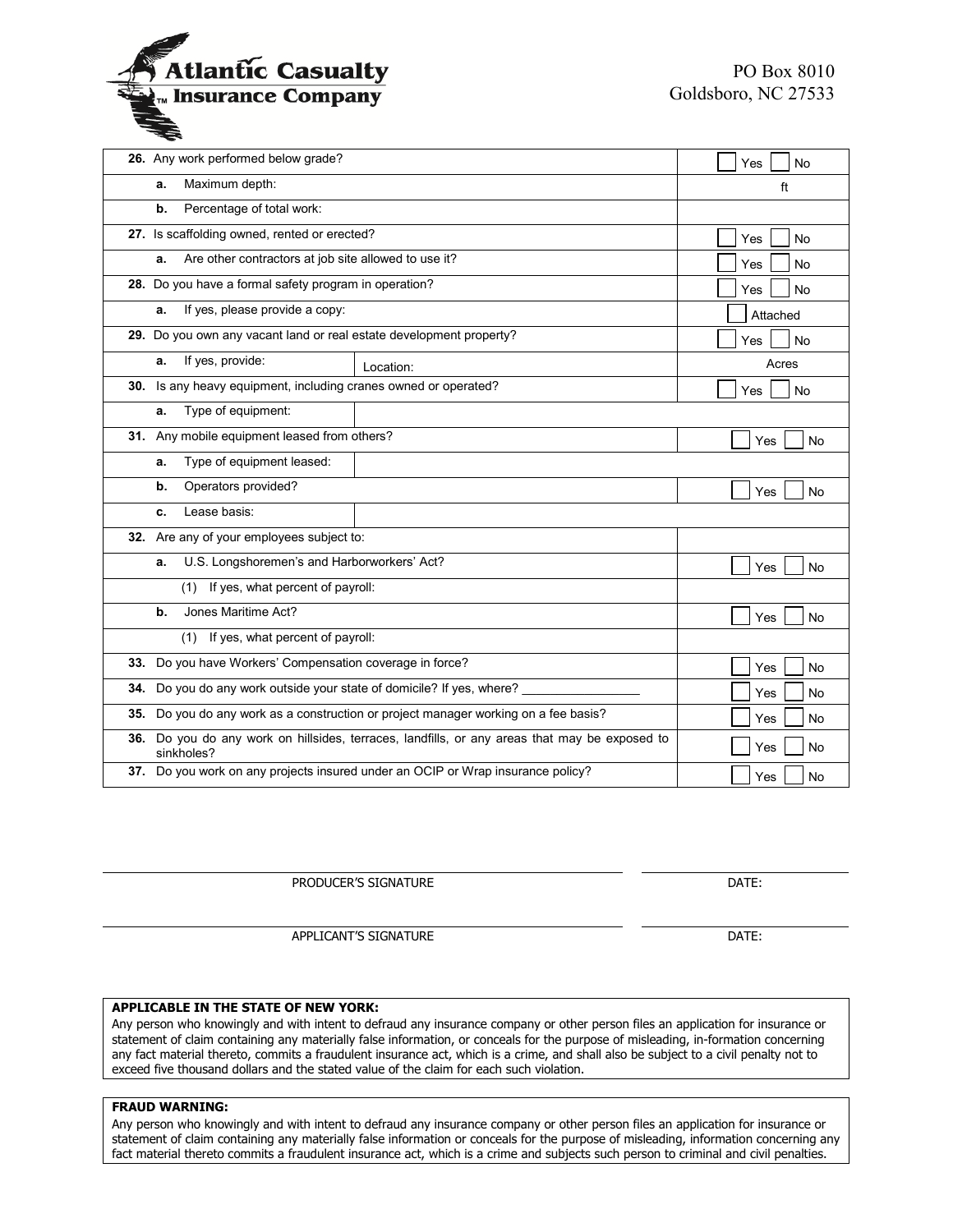Atlantic Casualty Insurance Company

PO Box 8010
Goldsboro, NC 27533

| | | |
|---|---|---|
| **26.** Any work performed below grade? | | ☐ Yes ☐ No |
| **a.** Maximum depth: | | ft |
| **b.** Percentage of total work: | | |
| **27.** Is scaffolding owned, rented or erected? | | ☐ Yes ☐ No |
| **a.** Are other contractors at job site allowed to use it? | | ☐ Yes ☐ No |
| **28.** Do you have a formal safety program in operation? | | ☐ Yes ☐ No |
| **a.** If yes, please provide a copy: | | ☐ Attached |
| **29.** Do you own any vacant land or real estate development property? | | ☐ Yes ☐ No |
| **a.** If yes, provide: | Location: | Acres |
| **30.** Is any heavy equipment, including cranes owned or operated? | | ☐ Yes ☐ No |
| **a.** Type of equipment: | | |
| **31.** Any mobile equipment leased from others? | | ☐ Yes ☐ No |
| **a.** Type of equipment leased: | | |
| **b.** Operators provided? | | ☐ Yes ☐ No |
| **c.** Lease basis: | | |
| **32.** Are any of your employees subject to: | | |
| **a.** U.S. Longshoremen's and Harborworkers' Act? | | ☐ Yes ☐ No |
| (1) If yes, what percent of payroll: | | |
| **b.** Jones Maritime Act? | | ☐ Yes ☐ No |
| (1) If yes, what percent of payroll: | | |
| **33.** Do you have Workers' Compensation coverage in force? | | ☐ Yes ☐ No |
| **34.** Do you do any work outside your state of domicile? If yes, where? ________________ | | ☐ Yes ☐ No |
| **35.** Do you do any work as a construction or project manager working on a fee basis? | | ☐ Yes ☐ No |
| **36.** Do you do any work on hillsides, terraces, landfills, or any areas that may be exposed to sinkholes? | | ☐ Yes ☐ No |
| **37.** Do you work on any projects insured under an OCIP or Wrap insurance policy? | | ☐ Yes ☐ No |

PRODUCER'S SIGNATURE ______________________ DATE: ____________

APPLICANT'S SIGNATURE ______________________ DATE: ____________

**APPLICABLE IN THE STATE OF NEW YORK:**
Any person who knowingly and with intent to defraud any insurance company or other person files an application for insurance or statement of claim containing any materially false information, or conceals for the purpose of misleading, in-formation concerning any fact material thereto, commits a fraudulent insurance act, which is a crime, and shall also be subject to a civil penalty not to exceed five thousand dollars and the stated value of the claim for each such violation.

**FRAUD WARNING:**
Any person who knowingly and with intent to defraud any insurance company or other person files an application for insurance or statement of claim containing any materially false information or conceals for the purpose of misleading, information concerning any fact material thereto commits a fraudulent insurance act, which is a crime and subjects such person to criminal and civil penalties.